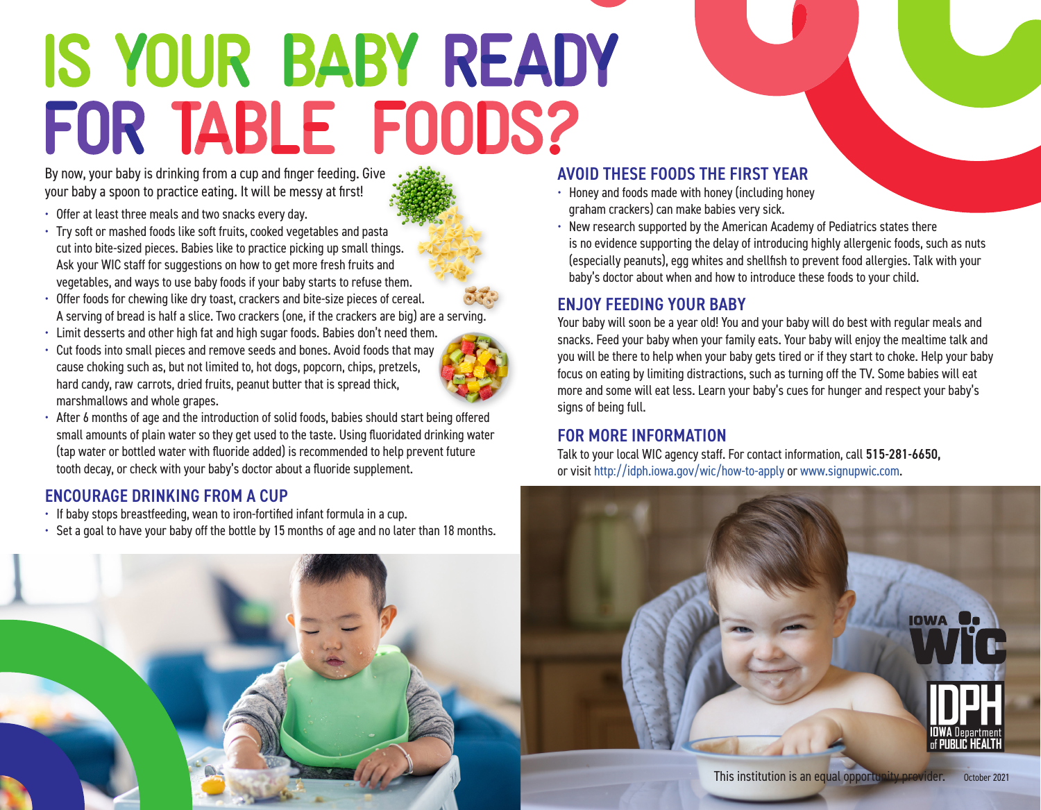# IS YOUR BABY READY FOR TABLE FOODS?

By now, your baby is drinking from a cup and finger feeding. Give your baby a spoon to practice eating. It will be messy at first!

- Offer at least three meals and two snacks every day.
- Try soft or mashed foods like soft fruits, cooked vegetables and pasta cut into bite-sized pieces. Babies like to practice picking up small things. Ask your WIC staff for suggestions on how to get more fresh fruits and vegetables, and ways to use baby foods if your baby starts to refuse them.
- Offer foods for chewing like dry toast, crackers and bite-size pieces of cereal. A serving of bread is half a slice. Two crackers (one, if the crackers are big) are a serving.
- Limit desserts and other high fat and high sugar foods. Babies don't need them.
- Cut foods into small pieces and remove seeds and bones. Avoid foods that may cause choking such as, but not limited to, hot dogs, popcorn, chips, pretzels, hard candy, raw carrots, dried fruits, peanut butter that is spread thick, marshmallows and whole grapes.
- After 6 months of age and the introduction of solid foods, babies should start being offered small amounts of plain water so they get used to the taste. Using fluoridated drinking water (tap water or bottled water with fluoride added) is recommended to help prevent future tooth decay, or check with your baby's doctor about a fluoride supplement.

## ENCOURAGE DRINKING FROM A CUP

- If baby stops breastfeeding, wean to iron-fortified infant formula in a cup.
- Set a goal to have your baby off the bottle by 15 months of age and no later than 18 months.

## AVOID THESE FOODS THE FIRST YEAR

- Honey and foods made with honey (including honey graham crackers) can make babies very sick.
- New research supported by the American Academy of Pediatrics states there is no evidence supporting the delay of introducing highly allergenic foods, such as nuts (especially peanuts), egg whites and shellfish to prevent food allergies. Talk with your baby's doctor about when and how to introduce these foods to your child.

## ENJOY FEEDING YOUR BABY

Your baby will soon be a year old! You and your baby will do best with regular meals and snacks. Feed your baby when your family eats. Your baby will enjoy the mealtime talk and you will be there to help when your baby gets tired or if they start to choke. Help your baby focus on eating by limiting distractions, such as turning off the TV. Some babies will eat more and some will eat less. Learn your baby's cues for hunger and respect your baby's signs of being full.

## FOR MORE INFORMATION

Talk to your local WIC agency staff. For contact information, call **515-281-6650,** or visit http://idph.iowa.gov/wic/how-to-apply or www.signupwic.com.

IOWA WIC

IDPH IOWA Department of PUBLIC HEALTH

This institution is an equal opportunity provider. October 2021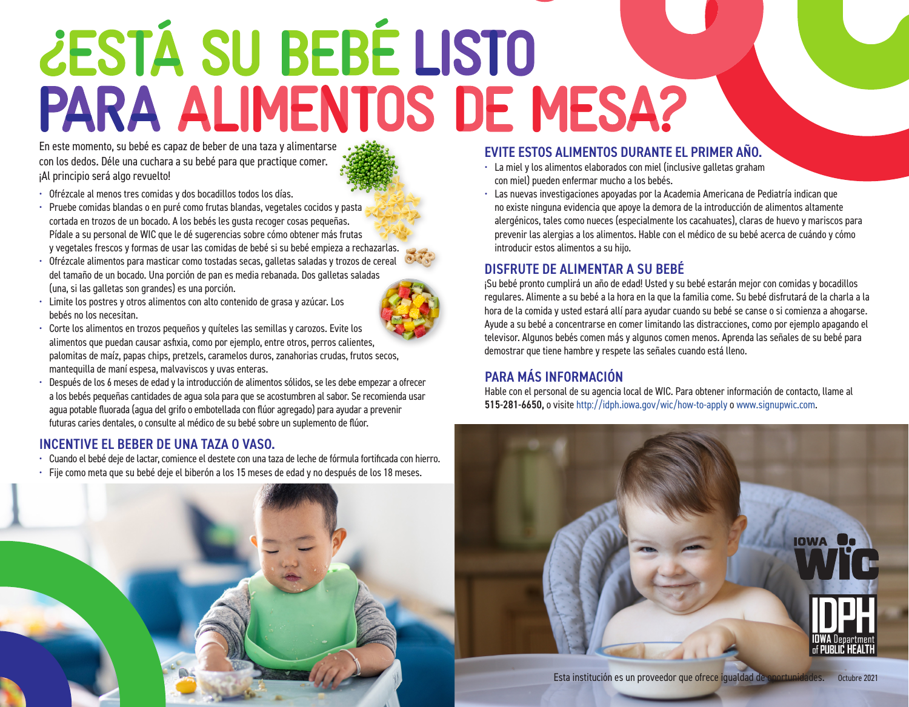# ¿ESTÁ SU BEBÉ LISTO PARA ALIMENTOS DE MESA?

En este momento, su bebé es capaz de beber de una taza y alimentarse con los dedos. Déle una cuchara a su bebé para que practique comer. ¡Al principio será algo revuelto!

- Ofrézcale al menos tres comidas y dos bocadillos todos los días.
- Pruebe comidas blandas o en puré como frutas blandas, vegetales cocidos y pasta cortada en trozos de un bocado. A los bebés les gusta recoger cosas pequeñas. Pídale a su personal de WIC que le dé sugerencias sobre cómo obtener más frutas y vegetales frescos y formas de usar las comidas de bebé si su bebé empieza a rechazarlas.
- Ofrézcale alimentos para masticar como tostadas secas, galletas saladas y trozos de cereal del tamaño de un bocado. Una porción de pan es media rebanada. Dos galletas saladas (una, si las galletas son grandes) es una porción.
- Limite los postres y otros alimentos con alto contenido de grasa y azúcar. Los bebés no los necesitan.
- Corte los alimentos en trozos pequeños y quíteles las semillas y carozos. Evite los alimentos que puedan causar asfixia, como por ejemplo, entre otros, perros calientes, palomitas de maíz, papas chips, pretzels, caramelos duros, zanahorias crudas, frutos secos, mantequilla de maní espesa, malvaviscos y uvas enteras.
- Después de los 6 meses de edad y la introducción de alimentos sólidos, se les debe empezar a ofrecer a los bebés pequeñas cantidades de agua sola para que se acostumbren al sabor. Se recomienda usar agua potable fluorada (agua del grifo o embotellada con flúor agregado) para ayudar a prevenir futuras caries dentales, o consulte al médico de su bebé sobre un suplemento de flúor.

## INCENTIVE EL BEBER DE UNA TAZA O VASO.

- Cuando el bebé deje de lactar, comience el destete con una taza de leche de fórmula fortificada con hierro.
- Fije como meta que su bebé deje el biberón a los 15 meses de edad y no después de los 18 meses.

## EVITE ESTOS ALIMENTOS DURANTE EL PRIMER AÑO.

- La miel y los alimentos elaborados con miel (inclusive galletas graham con miel) pueden enfermar mucho a los bebés.
- Las nuevas investigaciones apoyadas por la Academia Americana de Pediatría indican que no existe ninguna evidencia que apoye la demora de la introducción de alimentos altamente alergénicos, tales como nueces (especialmente los cacahuates), claras de huevo y mariscos para prevenir las alergias a los alimentos. Hable con el médico de su bebé acerca de cuándo y cómo introducir estos alimentos a su hijo.

## DISFRUTE DE ALIMENTAR A SU BEBÉ

¡Su bebé pronto cumplirá un año de edad! Usted y su bebé estarán mejor con comidas y bocadillos regulares. Alimente a su bebé a la hora en la que la familia come. Su bebé disfrutará de la charla a la hora de la comida y usted estará allí para ayudar cuando su bebé se canse o si comienza a ahogarse. Ayude a su bebé a concentrarse en comer limitando las distracciones, como por ejemplo apagando el televisor. Algunos bebés comen más y algunos comen menos. Aprenda las señales de su bebé para demostrar que tiene hambre y respete las señales cuando está lleno.

## PARA MÁS INFORMACIÓN

Hable con el personal de su agencia local de WIC. Para obtener información de contacto, llame al **515-281-6650,** o visite http://idph.iowa.gov/wic/how-to-apply o www.signupwic.com.

IOWA WIC

IDPH IOWA Department of PUBLIC HEALTH

Esta institución es un proveedor que ofrece igualdad de oportunidades. Octubre 2021